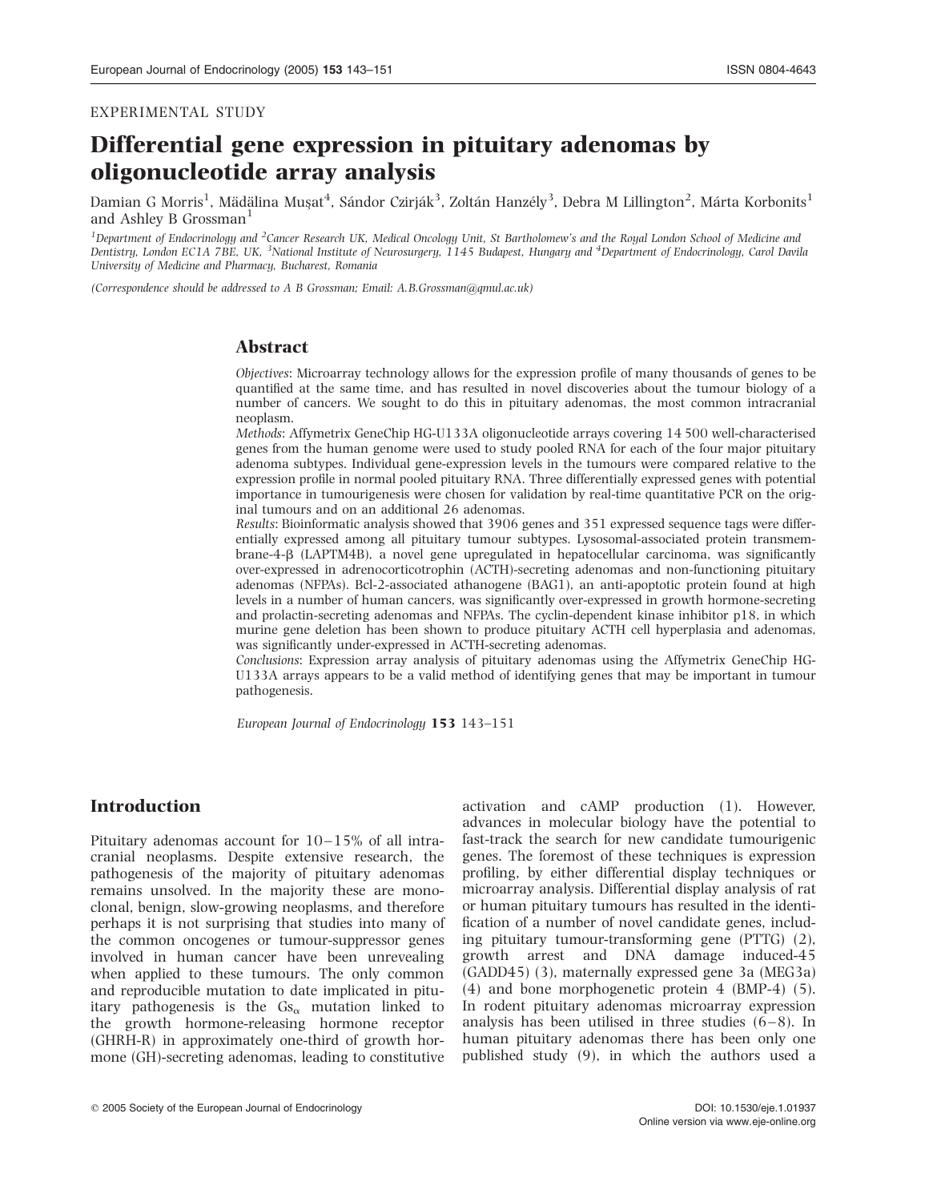EXPERIMENTAL STUDY

# Differential gene expression in pituitary adenomas by oligonucleotide array analysis

Damian G Morris[1], Mădălina Muşat[4], Sándor Czirják[3], Zoltán Hanzély[3], Debra M Lillington[2], Márta Korbonits[1] and Ashley B Grossman[1]

[1]Department of Endocrinology and [2]Cancer Research UK, Medical Oncology Unit, St Bartholomew's and the Royal London School of Medicine and Dentistry, London EC1A 7BE, UK, [3]National Institute of Neurosurgery, 1145 Budapest, Hungary and [4]Department of Endocrinology, Carol Davila University of Medicine and Pharmacy, Bucharest, Romania

*(Correspondence should be addressed to A B Grossman; Email: A.B.Grossman@qmul.ac.uk)*

## Abstract

*Objectives*: Microarray technology allows for the expression profile of many thousands of genes to be quantified at the same time, and has resulted in novel discoveries about the tumour biology of a number of cancers. We sought to do this in pituitary adenomas, the most common intracranial neoplasm.

*Methods*: Affymetrix GeneChip HG-U133A oligonucleotide arrays covering 14 500 well-characterised genes from the human genome were used to study pooled RNA for each of the four major pituitary adenoma subtypes. Individual gene-expression levels in the tumours were compared relative to the expression profile in normal pooled pituitary RNA. Three differentially expressed genes with potential importance in tumourigenesis were chosen for validation by real-time quantitative PCR on the original tumours and on an additional 26 adenomas.

*Results*: Bioinformatic analysis showed that 3906 genes and 351 expressed sequence tags were differentially expressed among all pituitary tumour subtypes. Lysosomal-associated protein transmembrane-4-β (LAPTM4B), a novel gene upregulated in hepatocellular carcinoma, was significantly over-expressed in adrenocorticotrophin (ACTH)-secreting adenomas and non-functioning pituitary adenomas (NFPAs). Bcl-2-associated athanogene (BAG1), an anti-apoptotic protein found at high levels in a number of human cancers, was significantly over-expressed in growth hormone-secreting and prolactin-secreting adenomas and NFPAs. The cyclin-dependent kinase inhibitor p18, in which murine gene deletion has been shown to produce pituitary ACTH cell hyperplasia and adenomas, was significantly under-expressed in ACTH-secreting adenomas.

*Conclusions*: Expression array analysis of pituitary adenomas using the Affymetrix GeneChip HG-U133A arrays appears to be a valid method of identifying genes that may be important in tumour pathogenesis.

*European Journal of Endocrinology* **153** 143–151

## Introduction

Pituitary adenomas account for 10–15% of all intracranial neoplasms. Despite extensive research, the pathogenesis of the majority of pituitary adenomas remains unsolved. In the majority these are monoclonal, benign, slow-growing neoplasms, and therefore perhaps it is not surprising that studies into many of the common oncogenes or tumour-suppressor genes involved in human cancer have been unrevealing when applied to these tumours. The only common and reproducible mutation to date implicated in pituitary pathogenesis is the $Gs_\alpha$ mutation linked to the growth hormone-releasing hormone receptor (GHRH-R) in approximately one-third of growth hormone (GH)-secreting adenomas, leading to constitutive activation and cAMP production (1). However, advances in molecular biology have the potential to fast-track the search for new candidate tumourigenic genes. The foremost of these techniques is expression profiling, by either differential display techniques or microarray analysis. Differential display analysis of rat or human pituitary tumours has resulted in the identification of a number of novel candidate genes, including pituitary tumour-transforming gene (PTTG) (2), growth arrest and DNA damage induced-45 (GADD45) (3), maternally expressed gene 3a (MEG3a) (4) and bone morphogenetic protein 4 (BMP-4) (5). In rodent pituitary adenomas microarray expression analysis has been utilised in three studies (6–8). In human pituitary adenomas there has been only one published study (9), in which the authors used a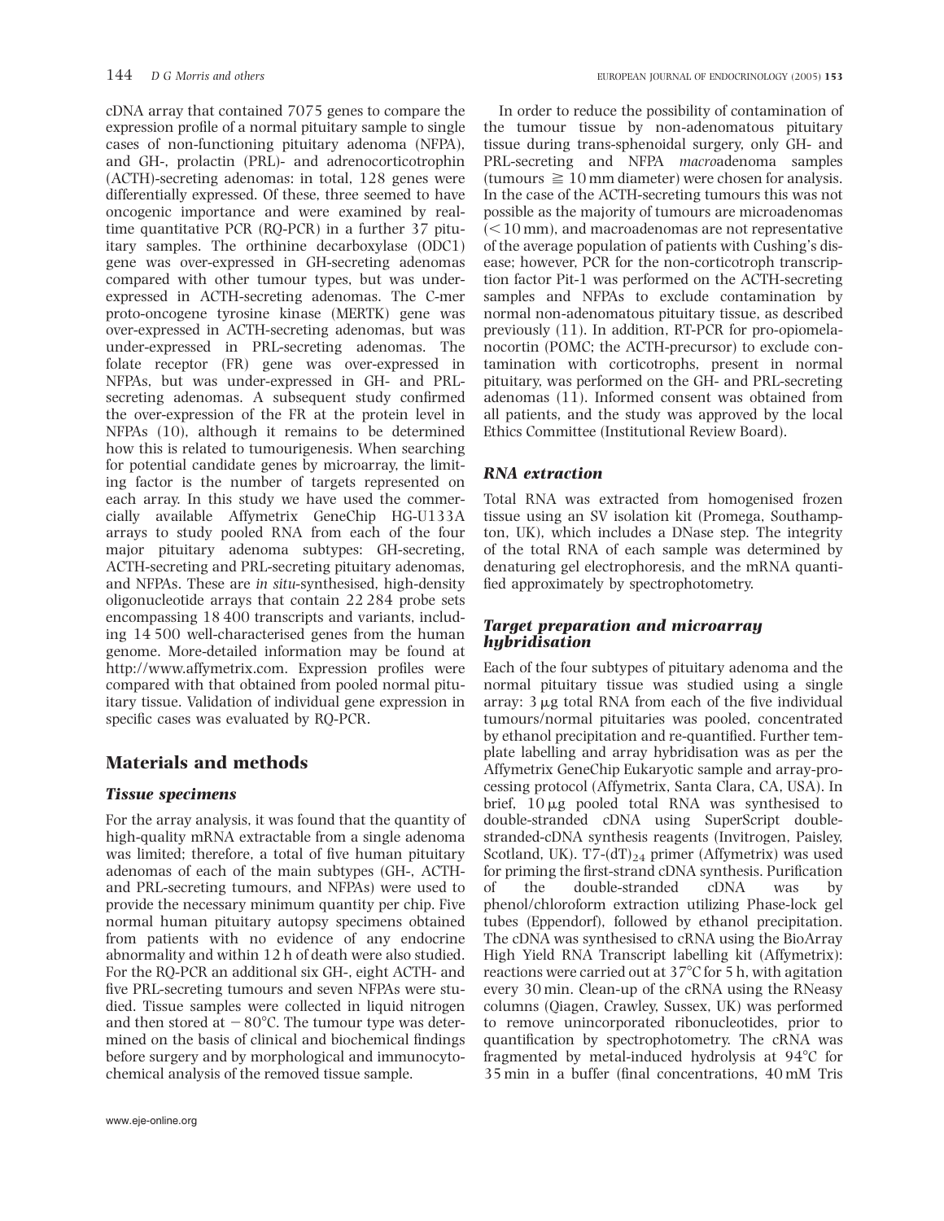cDNA array that contained 7075 genes to compare the expression profile of a normal pituitary sample to single cases of non-functioning pituitary adenoma (NFPA), and GH-, prolactin (PRL)- and adrenocorticotrophin (ACTH)-secreting adenomas: in total, 128 genes were differentially expressed. Of these, three seemed to have oncogenic importance and were examined by real-time quantitative PCR (RQ-PCR) in a further 37 pituitary samples. The orthinine decarboxylase (ODC1) gene was over-expressed in GH-secreting adenomas compared with other tumour types, but was under-expressed in ACTH-secreting adenomas. The C-mer proto-oncogene tyrosine kinase (MERTK) gene was over-expressed in ACTH-secreting adenomas, but was under-expressed in PRL-secreting adenomas. The folate receptor (FR) gene was over-expressed in NFPAs, but was under-expressed in GH- and PRL-secreting adenomas. A subsequent study confirmed the over-expression of the FR at the protein level in NFPAs (10), although it remains to be determined how this is related to tumourigenesis. When searching for potential candidate genes by microarray, the limiting factor is the number of targets represented on each array. In this study we have used the commercially available Affymetrix GeneChip HG-U133A arrays to study pooled RNA from each of the four major pituitary adenoma subtypes: GH-secreting, ACTH-secreting and PRL-secreting pituitary adenomas, and NFPAs. These are *in situ*-synthesised, high-density oligonucleotide arrays that contain 22 284 probe sets encompassing 18 400 transcripts and variants, including 14 500 well-characterised genes from the human genome. More-detailed information may be found at http://www.affymetrix.com. Expression profiles were compared with that obtained from pooled normal pituitary tissue. Validation of individual gene expression in specific cases was evaluated by RQ-PCR.

## Materials and methods

### Tissue specimens

For the array analysis, it was found that the quantity of high-quality mRNA extractable from a single adenoma was limited; therefore, a total of five human pituitary adenomas of each of the main subtypes (GH-, ACTH- and PRL-secreting tumours, and NFPAs) were used to provide the necessary minimum quantity per chip. Five normal human pituitary autopsy specimens obtained from patients with no evidence of any endocrine abnormality and within 12 h of death were also studied. For the RQ-PCR an additional six GH-, eight ACTH- and five PRL-secreting tumours and seven NFPAs were studied. Tissue samples were collected in liquid nitrogen and then stored at $-80$°C. The tumour type was determined on the basis of clinical and biochemical findings before surgery and by morphological and immunocytochemical analysis of the removed tissue sample.

In order to reduce the possibility of contamination of the tumour tissue by non-adenomatous pituitary tissue during trans-sphenoidal surgery, only GH- and PRL-secreting and NFPA *macro*adenoma samples (tumours $\geqq$ 10 mm diameter) were chosen for analysis. In the case of the ACTH-secreting tumours this was not possible as the majority of tumours are microadenomas ($<$10 mm), and macroadenomas are not representative of the average population of patients with Cushing's disease; however, PCR for the non-corticotroph transcription factor Pit-1 was performed on the ACTH-secreting samples and NFPAs to exclude contamination by normal non-adenomatous pituitary tissue, as described previously (11). In addition, RT-PCR for pro-opiomelanocortin (POMC; the ACTH-precursor) to exclude contamination with corticotrophs, present in normal pituitary, was performed on the GH- and PRL-secreting adenomas (11). Informed consent was obtained from all patients, and the study was approved by the local Ethics Committee (Institutional Review Board).

### RNA extraction

Total RNA was extracted from homogenised frozen tissue using an SV isolation kit (Promega, Southampton, UK), which includes a DNase step. The integrity of the total RNA of each sample was determined by denaturing gel electrophoresis, and the mRNA quantified approximately by spectrophotometry.

### Target preparation and microarray hybridisation

Each of the four subtypes of pituitary adenoma and the normal pituitary tissue was studied using a single array: 3 μg total RNA from each of the five individual tumours/normal pituitaries was pooled, concentrated by ethanol precipitation and re-quantified. Further template labelling and array hybridisation was as per the Affymetrix GeneChip Eukaryotic sample and array-processing protocol (Affymetrix, Santa Clara, CA, USA). In brief, 10 μg pooled total RNA was synthesised to double-stranded cDNA using SuperScript double-stranded-cDNA synthesis reagents (Invitrogen, Paisley, Scotland, UK). T7-$(dT)_{24}$ primer (Affymetrix) was used for priming the first-strand cDNA synthesis. Purification of the double-stranded cDNA was by phenol/chloroform extraction utilizing Phase-lock gel tubes (Eppendorf), followed by ethanol precipitation. The cDNA was synthesised to cRNA using the BioArray High Yield RNA Transcript labelling kit (Affymetrix): reactions were carried out at 37°C for 5 h, with agitation every 30 min. Clean-up of the cRNA using the RNeasy columns (Qiagen, Crawley, Sussex, UK) was performed to remove unincorporated ribonucleotides, prior to quantification by spectrophotometry. The cRNA was fragmented by metal-induced hydrolysis at 94°C for 35 min in a buffer (final concentrations, 40 mM Tris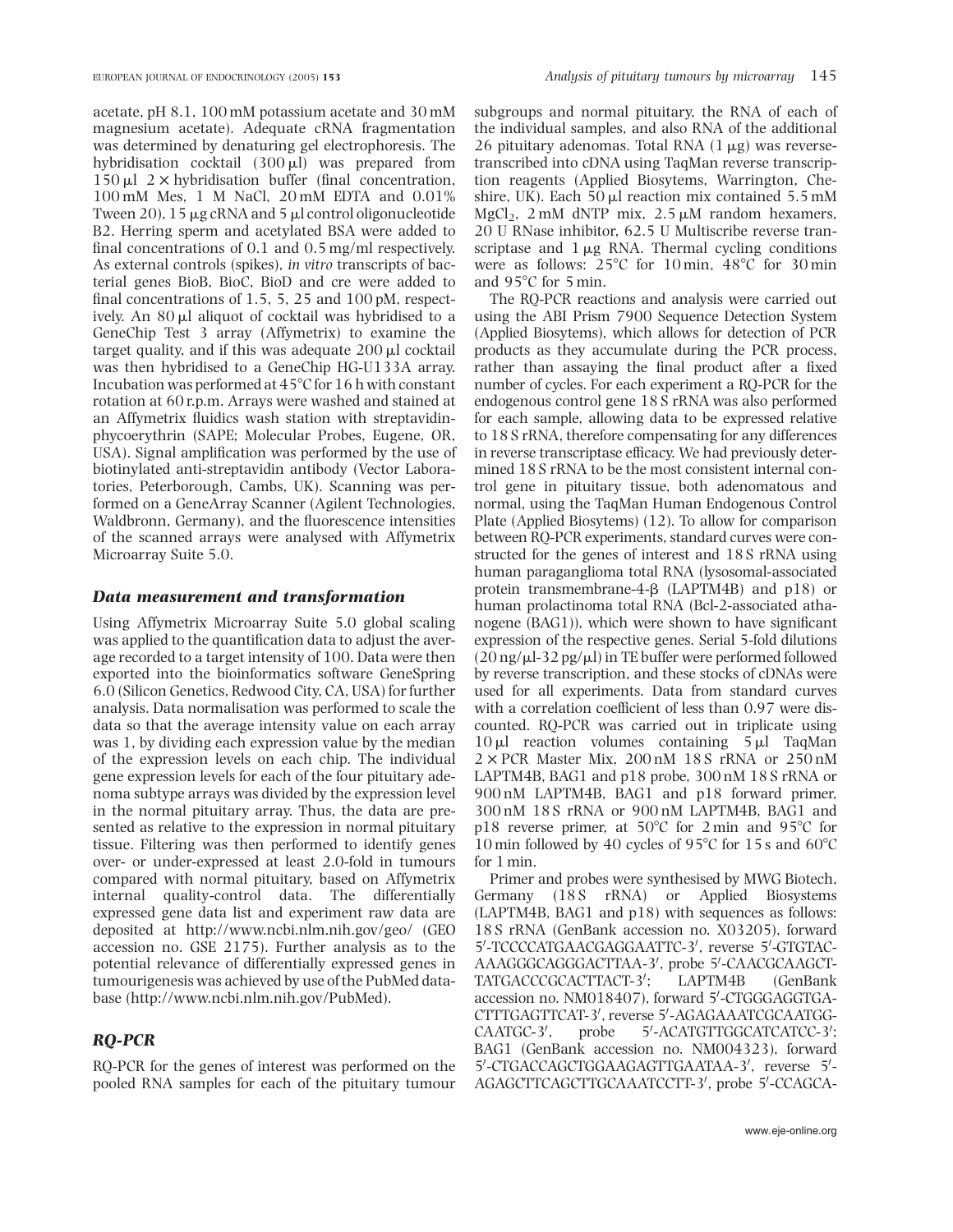acetate, pH 8.1, 100 mM potassium acetate and 30 mM magnesium acetate). Adequate cRNA fragmentation was determined by denaturing gel electrophoresis. The hybridisation cocktail (300 μl) was prepared from 150 μl 2 × hybridisation buffer (final concentration, 100 mM Mes, 1 M NaCl, 20 mM EDTA and 0.01% Tween 20), 15 μg cRNA and 5 μl control oligonucleotide B2. Herring sperm and acetylated BSA were added to final concentrations of 0.1 and 0.5 mg/ml respectively. As external controls (spikes), *in vitro* transcripts of bacterial genes BioB, BioC, BioD and cre were added to final concentrations of 1.5, 5, 25 and 100 pM, respectively. An 80 μl aliquot of cocktail was hybridised to a GeneChip Test 3 array (Affymetrix) to examine the target quality, and if this was adequate 200 μl cocktail was then hybridised to a GeneChip HG-U133A array. Incubation was performed at 45°C for 16 h with constant rotation at 60 r.p.m. Arrays were washed and stained at an Affymetrix fluidics wash station with streptavidin-phycoerythrin (SAPE; Molecular Probes, Eugene, OR, USA). Signal amplification was performed by the use of biotinylated anti-streptavidin antibody (Vector Laboratories, Peterborough, Cambs, UK). Scanning was performed on a GeneArray Scanner (Agilent Technologies, Waldbronn, Germany), and the fluorescence intensities of the scanned arrays were analysed with Affymetrix Microarray Suite 5.0.

### Data measurement and transformation

Using Affymetrix Microarray Suite 5.0 global scaling was applied to the quantification data to adjust the average recorded to a target intensity of 100. Data were then exported into the bioinformatics software GeneSpring 6.0 (Silicon Genetics, Redwood City, CA, USA) for further analysis. Data normalisation was performed to scale the data so that the average intensity value on each array was 1, by dividing each expression value by the median of the expression levels on each chip. The individual gene expression levels for each of the four pituitary adenoma subtype arrays was divided by the expression level in the normal pituitary array. Thus, the data are presented as relative to the expression in normal pituitary tissue. Filtering was then performed to identify genes over- or under-expressed at least 2.0-fold in tumours compared with normal pituitary, based on Affymetrix internal quality-control data. The differentially expressed gene data list and experiment raw data are deposited at http://www.ncbi.nlm.nih.gov/geo/ (GEO accession no. GSE 2175). Further analysis as to the potential relevance of differentially expressed genes in tumourigenesis was achieved by use of the PubMed database (http://www.ncbi.nlm.nih.gov/PubMed).

### RQ-PCR

RQ-PCR for the genes of interest was performed on the pooled RNA samples for each of the pituitary tumour subgroups and normal pituitary, the RNA of each of the individual samples, and also RNA of the additional 26 pituitary adenomas. Total RNA (1 μg) was reverse-transcribed into cDNA using TaqMan reverse transcription reagents (Applied Biosytems, Warrington, Cheshire, UK). Each 50 μl reaction mix contained 5.5 mM $MgCl_2$, 2 mM dNTP mix, 2.5 μM random hexamers, 20 U RNase inhibitor, 62.5 U Multiscribe reverse transcriptase and 1 μg RNA. Thermal cycling conditions were as follows: 25°C for 10 min, 48°C for 30 min and 95°C for 5 min.

The RQ-PCR reactions and analysis were carried out using the ABI Prism 7900 Sequence Detection System (Applied Biosytems), which allows for detection of PCR products as they accumulate during the PCR process, rather than assaying the final product after a fixed number of cycles. For each experiment a RQ-PCR for the endogenous control gene 18 S rRNA was also performed for each sample, allowing data to be expressed relative to 18 S rRNA, therefore compensating for any differences in reverse transcriptase efficacy. We had previously determined 18 S rRNA to be the most consistent internal control gene in pituitary tissue, both adenomatous and normal, using the TaqMan Human Endogenous Control Plate (Applied Biosytems) (12). To allow for comparison between RQ-PCR experiments, standard curves were constructed for the genes of interest and 18 S rRNA using human paraganglioma total RNA (lysosomal-associated protein transmembrane-4-β (LAPTM4B) and p18) or human prolactinoma total RNA (Bcl-2-associated athanogene (BAG1)), which were shown to have significant expression of the respective genes. Serial 5-fold dilutions (20 ng/μl-32 pg/μl) in TE buffer were performed followed by reverse transcription, and these stocks of cDNAs were used for all experiments. Data from standard curves with a correlation coefficient of less than 0.97 were discounted. RQ-PCR was carried out in triplicate using 10 μl reaction volumes containing 5 μl TaqMan 2 × PCR Master Mix, 200 nM 18 S rRNA or 250 nM LAPTM4B, BAG1 and p18 probe, 300 nM 18 S rRNA or 900 nM LAPTM4B, BAG1 and p18 forward primer, 300 nM 18 S rRNA or 900 nM LAPTM4B, BAG1 and p18 reverse primer, at 50°C for 2 min and 95°C for 10 min followed by 40 cycles of 95°C for 15 s and 60°C for 1 min.

Primer and probes were synthesised by MWG Biotech, Germany (18 S rRNA) or Applied Biosystems (LAPTM4B, BAG1 and p18) with sequences as follows: 18 S rRNA (GenBank accession no. X03205), forward 5′-TCCCCATGAACGAGGAATTC-3′, reverse 5′-GTGTACAAAGGGCAGGGACTTAA-3′, probe 5′-CAACGCAAGCTTATGACCCGCACTTACT-3′; LAPTM4B (GenBank accession no. NM018407), forward 5′-CTGGGAGGTGACTTTGAGTTCAT-3′, reverse 5′-AGAGAAATCGCAATGGCAATGC-3′, probe 5′-ACATGTTGGCATCATCC-3′; BAG1 (GenBank accession no. NM004323), forward 5′-CTGACCAGCTGGAAGAGTTGAATAA-3′, reverse 5′-AGAGCTTCAGCTTGCAAATCCTT-3′, probe 5′-CCAGCA-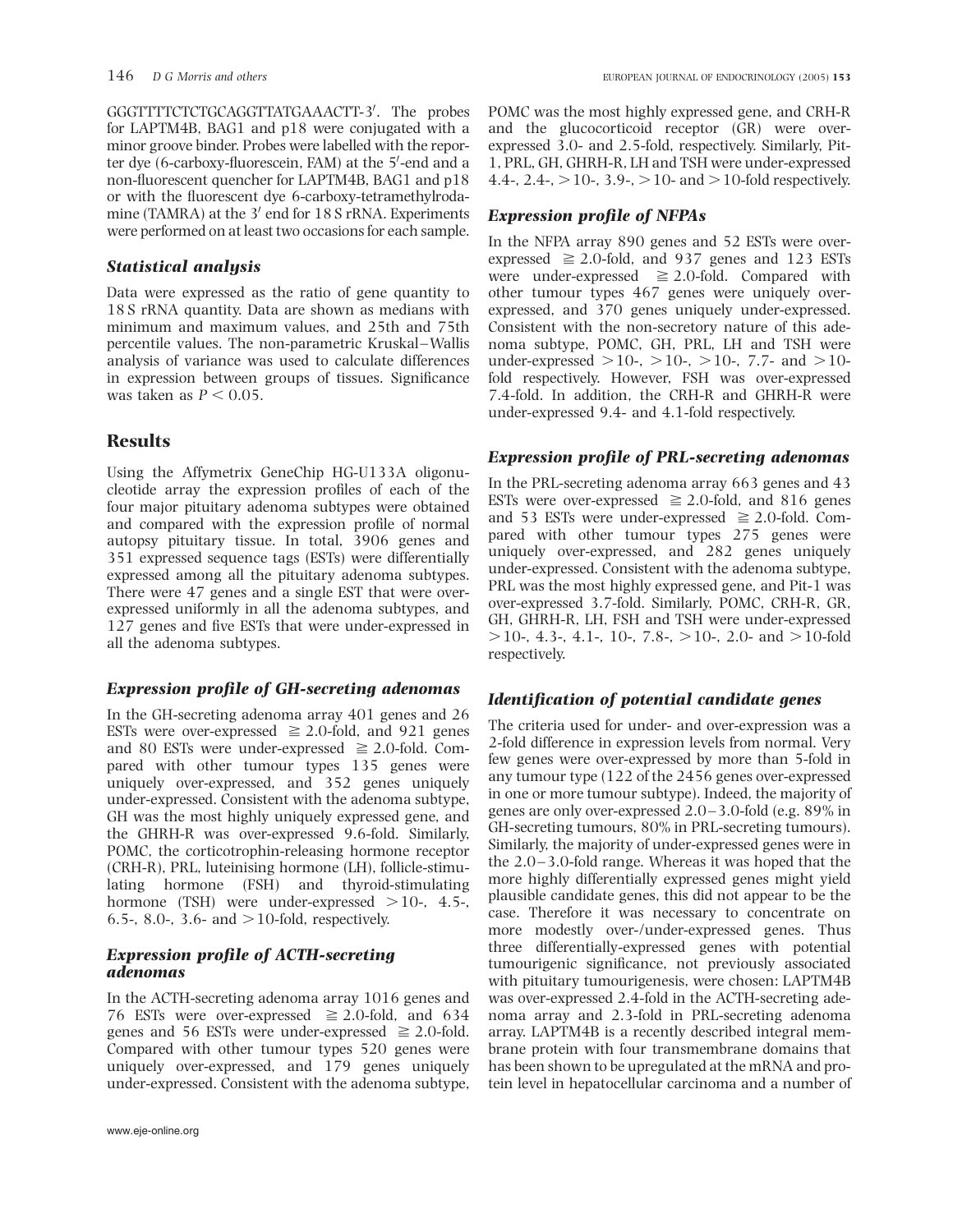GGGTTTTCTCTGCAGGTTATGAAACTT-3′. The probes for LAPTM4B, BAG1 and p18 were conjugated with a minor groove binder. Probes were labelled with the reporter dye (6-carboxy-fluorescein, FAM) at the 5′-end and a non-fluorescent quencher for LAPTM4B, BAG1 and p18 or with the fluorescent dye 6-carboxy-tetramethylrodamine (TAMRA) at the 3′ end for 18 S rRNA. Experiments were performed on at least two occasions for each sample.

### *Statistical analysis*

Data were expressed as the ratio of gene quantity to 18 S rRNA quantity. Data are shown as medians with minimum and maximum values, and 25th and 75th percentile values. The non-parametric Kruskal–Wallis analysis of variance was used to calculate differences in expression between groups of tissues. Significance was taken as $P < 0.05$.

## Results

Using the Affymetrix GeneChip HG-U133A oligonucleotide array the expression profiles of each of the four major pituitary adenoma subtypes were obtained and compared with the expression profile of normal autopsy pituitary tissue. In total, 3906 genes and 351 expressed sequence tags (ESTs) were differentially expressed among all the pituitary adenoma subtypes. There were 47 genes and a single EST that were over-expressed uniformly in all the adenoma subtypes, and 127 genes and five ESTs that were under-expressed in all the adenoma subtypes.

### *Expression profile of GH-secreting adenomas*

In the GH-secreting adenoma array 401 genes and 26 ESTs were over-expressed $\geqq 2.0$-fold, and 921 genes and 80 ESTs were under-expressed $\geqq 2.0$-fold. Compared with other tumour types 135 genes were uniquely over-expressed, and 352 genes uniquely under-expressed. Consistent with the adenoma subtype, GH was the most highly uniquely expressed gene, and the GHRH-R was over-expressed 9.6-fold. Similarly, POMC, the corticotrophin-releasing hormone receptor (CRH-R), PRL, luteinising hormone (LH), follicle-stimulating hormone (FSH) and thyroid-stimulating hormone (TSH) were under-expressed $>10$-, 4.5-, 6.5-, 8.0-, 3.6- and $>10$-fold, respectively.

### *Expression profile of ACTH-secreting adenomas*

In the ACTH-secreting adenoma array 1016 genes and 76 ESTs were over-expressed $\geqq 2.0$-fold, and 634 genes and 56 ESTs were under-expressed $\geqq 2.0$-fold. Compared with other tumour types 520 genes were uniquely over-expressed, and 179 genes uniquely under-expressed. Consistent with the adenoma subtype, POMC was the most highly expressed gene, and CRH-R and the glucocorticoid receptor (GR) were over-expressed 3.0- and 2.5-fold, respectively. Similarly, Pit-1, PRL, GH, GHRH-R, LH and TSH were under-expressed 4.4-, 2.4-, $>10$-, 3.9-, $>10$- and $>10$-fold respectively.

### *Expression profile of NFPAs*

In the NFPA array 890 genes and 52 ESTs were over-expressed $\geqq 2.0$-fold, and 937 genes and 123 ESTs were under-expressed $\geqq 2.0$-fold. Compared with other tumour types 467 genes were uniquely over-expressed, and 370 genes uniquely under-expressed. Consistent with the non-secretory nature of this adenoma subtype, POMC, GH, PRL, LH and TSH were under-expressed $>10$-, $>10$-, $>10$-, 7.7- and $>10$-fold respectively. However, FSH was over-expressed 7.4-fold. In addition, the CRH-R and GHRH-R were under-expressed 9.4- and 4.1-fold respectively.

### *Expression profile of PRL-secreting adenomas*

In the PRL-secreting adenoma array 663 genes and 43 ESTs were over-expressed $\geqq 2.0$-fold, and 816 genes and 53 ESTs were under-expressed $\geqq 2.0$-fold. Compared with other tumour types 275 genes were uniquely over-expressed, and 282 genes uniquely under-expressed. Consistent with the adenoma subtype, PRL was the most highly expressed gene, and Pit-1 was over-expressed 3.7-fold. Similarly, POMC, CRH-R, GR, GH, GHRH-R, LH, FSH and TSH were under-expressed $>10$-, 4.3-, 4.1-, 10-, 7.8-, $>10$-, 2.0- and $>10$-fold respectively.

### *Identification of potential candidate genes*

The criteria used for under- and over-expression was a 2-fold difference in expression levels from normal. Very few genes were over-expressed by more than 5-fold in any tumour type (122 of the 2456 genes over-expressed in one or more tumour subtype). Indeed, the majority of genes are only over-expressed 2.0–3.0-fold (e.g. 89% in GH-secreting tumours, 80% in PRL-secreting tumours). Similarly, the majority of under-expressed genes were in the 2.0–3.0-fold range. Whereas it was hoped that the more highly differentially expressed genes might yield plausible candidate genes, this did not appear to be the case. Therefore it was necessary to concentrate on more modestly over-/under-expressed genes. Thus three differentially-expressed genes with potential tumourigenic significance, not previously associated with pituitary tumourigenesis, were chosen: LAPTM4B was over-expressed 2.4-fold in the ACTH-secreting adenoma array and 2.3-fold in PRL-secreting adenoma array. LAPTM4B is a recently described integral membrane protein with four transmembrane domains that has been shown to be upregulated at the mRNA and protein level in hepatocellular carcinoma and a number of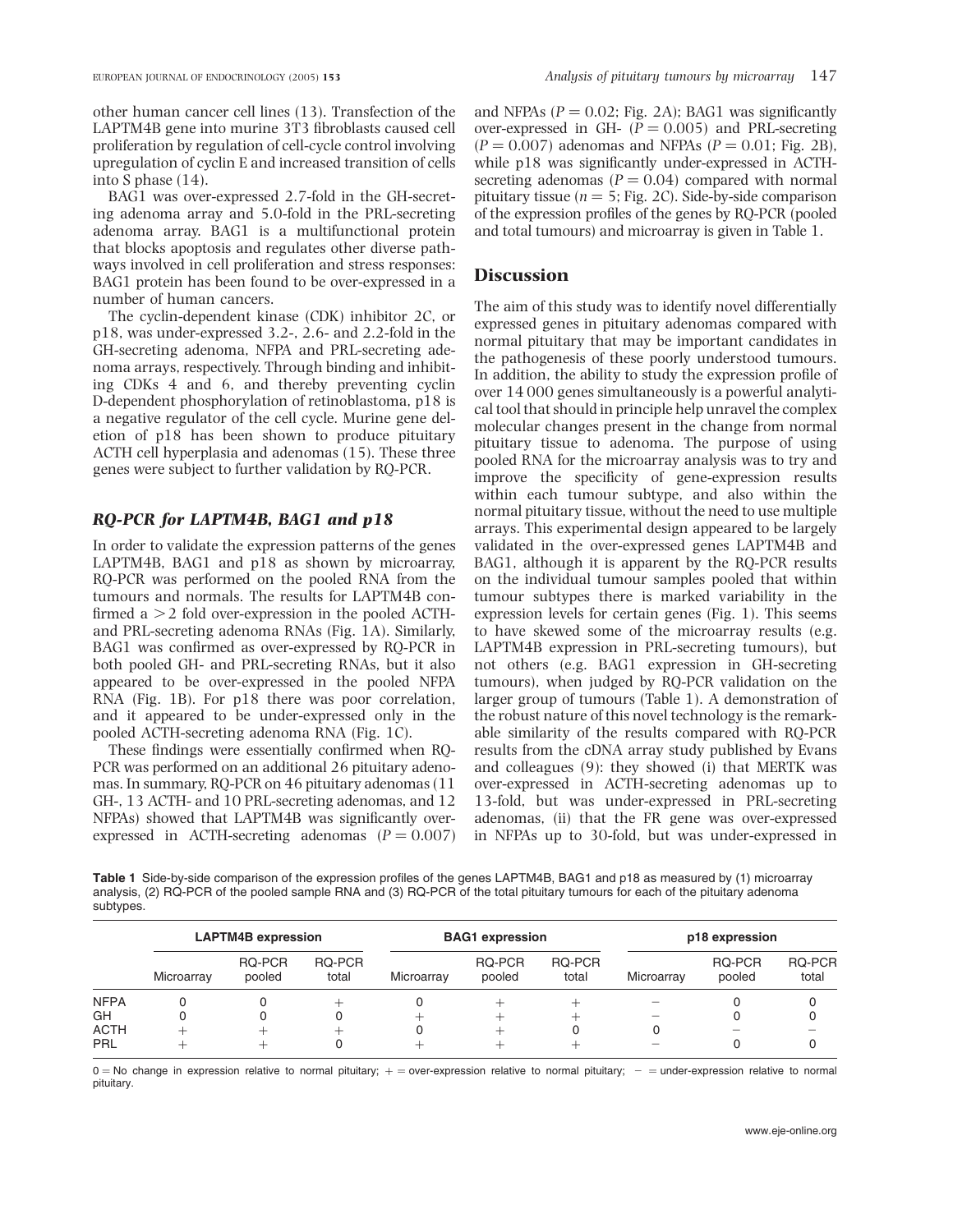other human cancer cell lines (13). Transfection of the LAPTM4B gene into murine 3T3 fibroblasts caused cell proliferation by regulation of cell-cycle control involving upregulation of cyclin E and increased transition of cells into S phase (14).

BAG1 was over-expressed 2.7-fold in the GH-secreting adenoma array and 5.0-fold in the PRL-secreting adenoma array. BAG1 is a multifunctional protein that blocks apoptosis and regulates other diverse pathways involved in cell proliferation and stress responses: BAG1 protein has been found to be over-expressed in a number of human cancers.

The cyclin-dependent kinase (CDK) inhibitor 2C, or p18, was under-expressed 3.2-, 2.6- and 2.2-fold in the GH-secreting adenoma, NFPA and PRL-secreting adenoma arrays, respectively. Through binding and inhibiting CDKs 4 and 6, and thereby preventing cyclin D-dependent phosphorylation of retinoblastoma, p18 is a negative regulator of the cell cycle. Murine gene deletion of p18 has been shown to produce pituitary ACTH cell hyperplasia and adenomas (15). These three genes were subject to further validation by RQ-PCR.

### *RQ-PCR for LAPTM4B, BAG1 and p18*

In order to validate the expression patterns of the genes LAPTM4B, BAG1 and p18 as shown by microarray, RQ-PCR was performed on the pooled RNA from the tumours and normals. The results for LAPTM4B confirmed a $>2$ fold over-expression in the pooled ACTH- and PRL-secreting adenoma RNAs (Fig. 1A). Similarly, BAG1 was confirmed as over-expressed by RQ-PCR in both pooled GH- and PRL-secreting RNAs, but it also appeared to be over-expressed in the pooled NFPA RNA (Fig. 1B). For p18 there was poor correlation, and it appeared to be under-expressed only in the pooled ACTH-secreting adenoma RNA (Fig. 1C).

These findings were essentially confirmed when RQ-PCR was performed on an additional 26 pituitary adenomas. In summary, RQ-PCR on 46 pituitary adenomas (11 GH-, 13 ACTH- and 10 PRL-secreting adenomas, and 12 NFPAs) showed that LAPTM4B was significantly over-expressed in ACTH-secreting adenomas ($P = 0.007$) and NFPAs ($P = 0.02$; Fig. 2A); BAG1 was significantly over-expressed in GH- ($P = 0.005$) and PRL-secreting ($P = 0.007$) adenomas and NFPAs ($P = 0.01$; Fig. 2B), while p18 was significantly under-expressed in ACTH-secreting adenomas ($P = 0.04$) compared with normal pituitary tissue ($n = 5$; Fig. 2C). Side-by-side comparison of the expression profiles of the genes by RQ-PCR (pooled and total tumours) and microarray is given in Table 1.

## Discussion

The aim of this study was to identify novel differentially expressed genes in pituitary adenomas compared with normal pituitary that may be important candidates in the pathogenesis of these poorly understood tumours. In addition, the ability to study the expression profile of over 14 000 genes simultaneously is a powerful analytical tool that should in principle help unravel the complex molecular changes present in the change from normal pituitary tissue to adenoma. The purpose of using pooled RNA for the microarray analysis was to try and improve the specificity of gene-expression results within each tumour subtype, and also within the normal pituitary tissue, without the need to use multiple arrays. This experimental design appeared to be largely validated in the over-expressed genes LAPTM4B and BAG1, although it is apparent by the RQ-PCR results on the individual tumour samples pooled that within tumour subtypes there is marked variability in the expression levels for certain genes (Fig. 1). This seems to have skewed some of the microarray results (e.g. LAPTM4B expression in PRL-secreting tumours), but not others (e.g. BAG1 expression in GH-secreting tumours), when judged by RQ-PCR validation on the larger group of tumours (Table 1). A demonstration of the robust nature of this novel technology is the remarkable similarity of the results compared with RQ-PCR results from the cDNA array study published by Evans and colleagues (9): they showed (i) that MERTK was over-expressed in ACTH-secreting adenomas up to 13-fold, but was under-expressed in PRL-secreting adenomas, (ii) that the FR gene was over-expressed in NFPAs up to 30-fold, but was under-expressed in

**Table 1** Side-by-side comparison of the expression profiles of the genes LAPTM4B, BAG1 and p18 as measured by (1) microarray analysis, (2) RQ-PCR of the pooled sample RNA and (3) RQ-PCR of the total pituitary tumours for each of the pituitary adenoma subtypes.

| | LAPTM4B expression | | | BAG1 expression | | | p18 expression | | |
|---|---|---|---|---|---|---|---|---|---|
| | Microarray | RQ-PCR pooled | RQ-PCR total | Microarray | RQ-PCR pooled | RQ-PCR total | Microarray | RQ-PCR pooled | RQ-PCR total |
| NFPA | 0 | 0 | + | 0 | + | + | − | 0 | 0 |
| GH | 0 | 0 | 0 | + | + | + | − | 0 | 0 |
| ACTH | + | + | + | 0 | + | 0 | 0 | − | − |
| PRL | + | + | 0 | + | + | + | − | 0 | 0 |

0 = No change in expression relative to normal pituitary; + = over-expression relative to normal pituitary; − = under-expression relative to normal pituitary.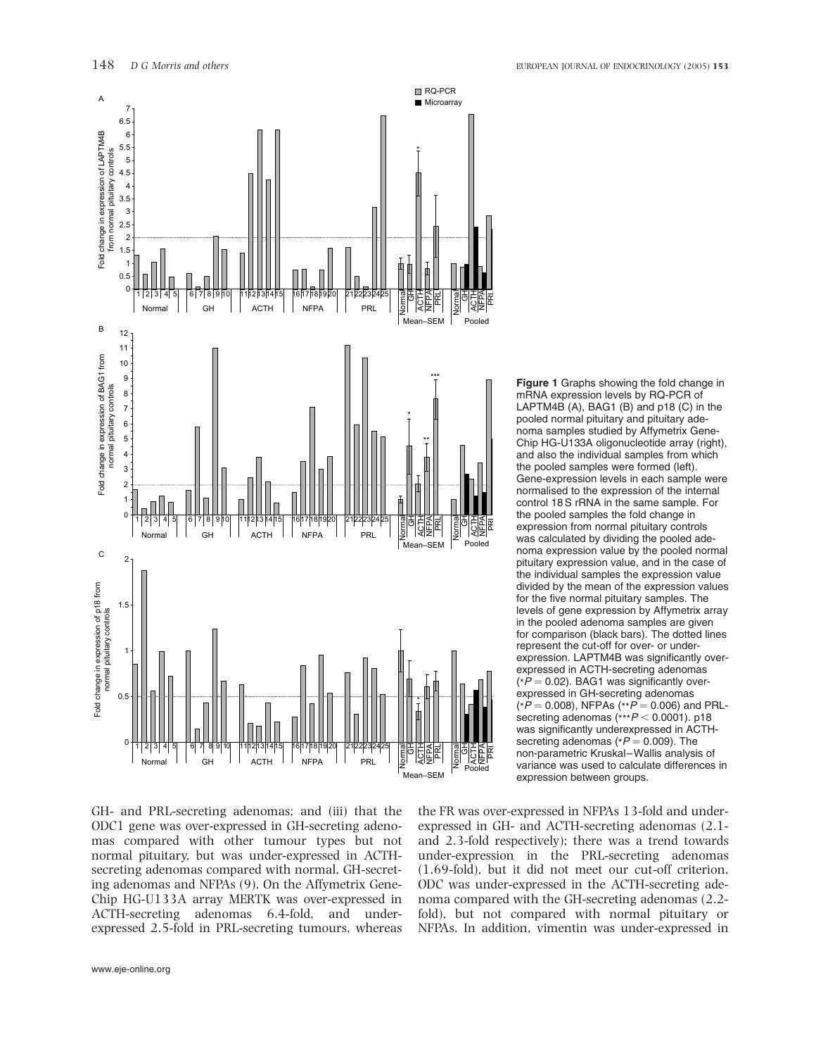**Figure 1** Graphs showing the fold change in mRNA expression levels by RQ-PCR of LAPTM4B (A), BAG1 (B) and p18 (C) in the pooled normal pituitary and pituitary adenoma samples studied by Affymetrix GeneChip HG-U133A oligonucleotide array (right), and also the individual samples from which the pooled samples were formed (left). Gene-expression levels in each sample were normalised to the expression of the internal control 18 S rRNA in the same sample. For the pooled samples the fold change in expression from normal pituitary controls was calculated by dividing the pooled adenoma expression value by the pooled normal pituitary expression value, and in the case of the individual samples the expression value divided by the mean of the expression values for the five normal pituitary samples. The levels of gene expression by Affymetrix array in the pooled adenoma samples are given for comparison (black bars). The dotted lines represent the cut-off for over- or under-expression. LAPTM4B was significantly over-expressed in ACTH-secreting adenomas (* $P = 0.02$). BAG1 was significantly over-expressed in GH-secreting adenomas (* $P = 0.008$), NFPAs (** $P = 0.006$) and PRL-secreting adenomas (*** $P < 0.0001$). p18 was significantly underexpressed in ACTH-secreting adenomas (* $P = 0.009$). The non-parametric Kruskal–Wallis analysis of variance was used to calculate differences in expression between groups.

GH- and PRL-secreting adenomas; and (iii) that the ODC1 gene was over-expressed in GH-secreting adenomas compared with other tumour types but not normal pituitary, but was under-expressed in ACTH-secreting adenomas compared with normal, GH-secreting adenomas and NFPAs (9). On the Affymetrix GeneChip HG-U133A array MERTK was over-expressed in ACTH-secreting adenomas 6.4-fold, and under-expressed 2.5-fold in PRL-secreting tumours, whereas the FR was over-expressed in NFPAs 13-fold and under-expressed in GH- and ACTH-secreting adenomas (2.1- and 2.3-fold respectively); there was a trend towards under-expression in the PRL-secreting adenomas (1.69-fold), but it did not meet our cut-off criterion. ODC was under-expressed in the ACTH-secreting adenoma compared with the GH-secreting adenomas (2.2-fold), but not compared with normal pituitary or NFPAs. In addition, vimentin was under-expressed in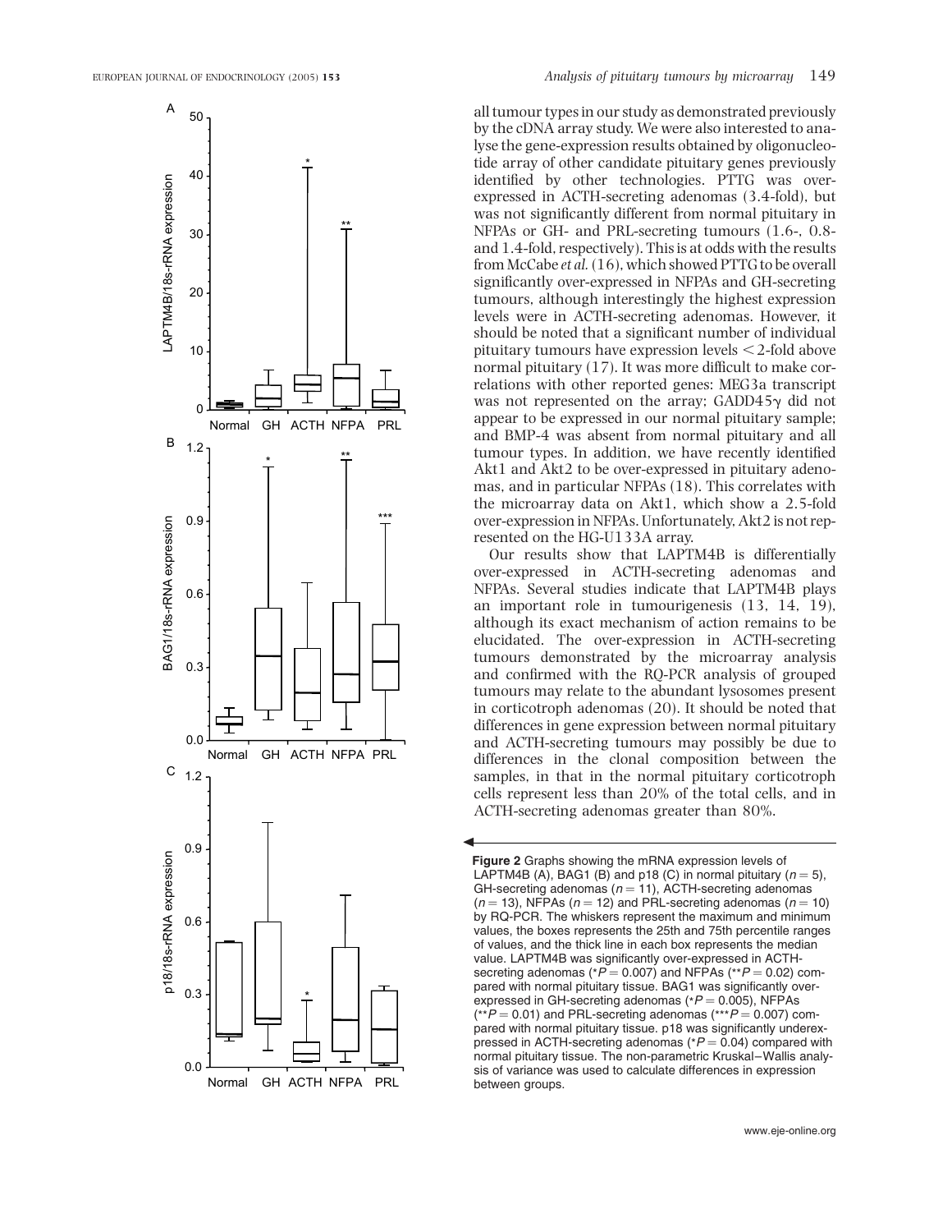all tumour types in our study as demonstrated previously by the cDNA array study. We were also interested to analyse the gene-expression results obtained by oligonucleotide array of other candidate pituitary genes previously identified by other technologies. PTTG was over-expressed in ACTH-secreting adenomas (3.4-fold), but was not significantly different from normal pituitary in NFPAs or GH- and PRL-secreting tumours (1.6-, 0.8- and 1.4-fold, respectively). This is at odds with the results from McCabe *et al.* (16), which showed PTTG to be overall significantly over-expressed in NFPAs and GH-secreting tumours, although interestingly the highest expression levels were in ACTH-secreting adenomas. However, it should be noted that a significant number of individual pituitary tumours have expression levels <2-fold above normal pituitary (17). It was more difficult to make correlations with other reported genes: MEG3a transcript was not represented on the array; GADD45γ did not appear to be expressed in our normal pituitary sample; and BMP-4 was absent from normal pituitary and all tumour types. In addition, we have recently identified Akt1 and Akt2 to be over-expressed in pituitary adenomas, and in particular NFPAs (18). This correlates with the microarray data on Akt1, which show a 2.5-fold over-expression in NFPAs. Unfortunately, Akt2 is not represented on the HG-U133A array.

Our results show that LAPTM4B is differentially over-expressed in ACTH-secreting adenomas and NFPAs. Several studies indicate that LAPTM4B plays an important role in tumourigenesis (13, 14, 19), although its exact mechanism of action remains to be elucidated. The over-expression in ACTH-secreting tumours demonstrated by the microarray analysis and confirmed with the RQ-PCR analysis of grouped tumours may relate to the abundant lysosomes present in corticotroph adenomas (20). It should be noted that differences in gene expression between normal pituitary and ACTH-secreting tumours may possibly be due to differences in the clonal composition between the samples, in that in the normal pituitary corticotroph cells represent less than 20% of the total cells, and in ACTH-secreting adenomas greater than 80%.

**Figure 2** Graphs showing the mRNA expression levels of LAPTM4B (A), BAG1 (B) and p18 (C) in normal pituitary ($n = 5$), GH-secreting adenomas ($n = 11$), ACTH-secreting adenomas ($n = 13$), NFPAs ($n = 12$) and PRL-secreting adenomas ($n = 10$) by RQ-PCR. The whiskers represent the maximum and minimum values, the boxes represents the 25th and 75th percentile ranges of values, and the thick line in each box represents the median value. LAPTM4B was significantly over-expressed in ACTH-secreting adenomas (*$P = 0.007$) and NFPAs (**$P = 0.02$) compared with normal pituitary tissue. BAG1 was significantly over-expressed in GH-secreting adenomas (*$P = 0.005$), NFPAs (**$P = 0.01$) and PRL-secreting adenomas (***$P = 0.007$) compared with normal pituitary tissue. p18 was significantly underexpressed in ACTH-secreting adenomas (*$P = 0.04$) compared with normal pituitary tissue. The non-parametric Kruskal–Wallis analysis of variance was used to calculate differences in expression between groups.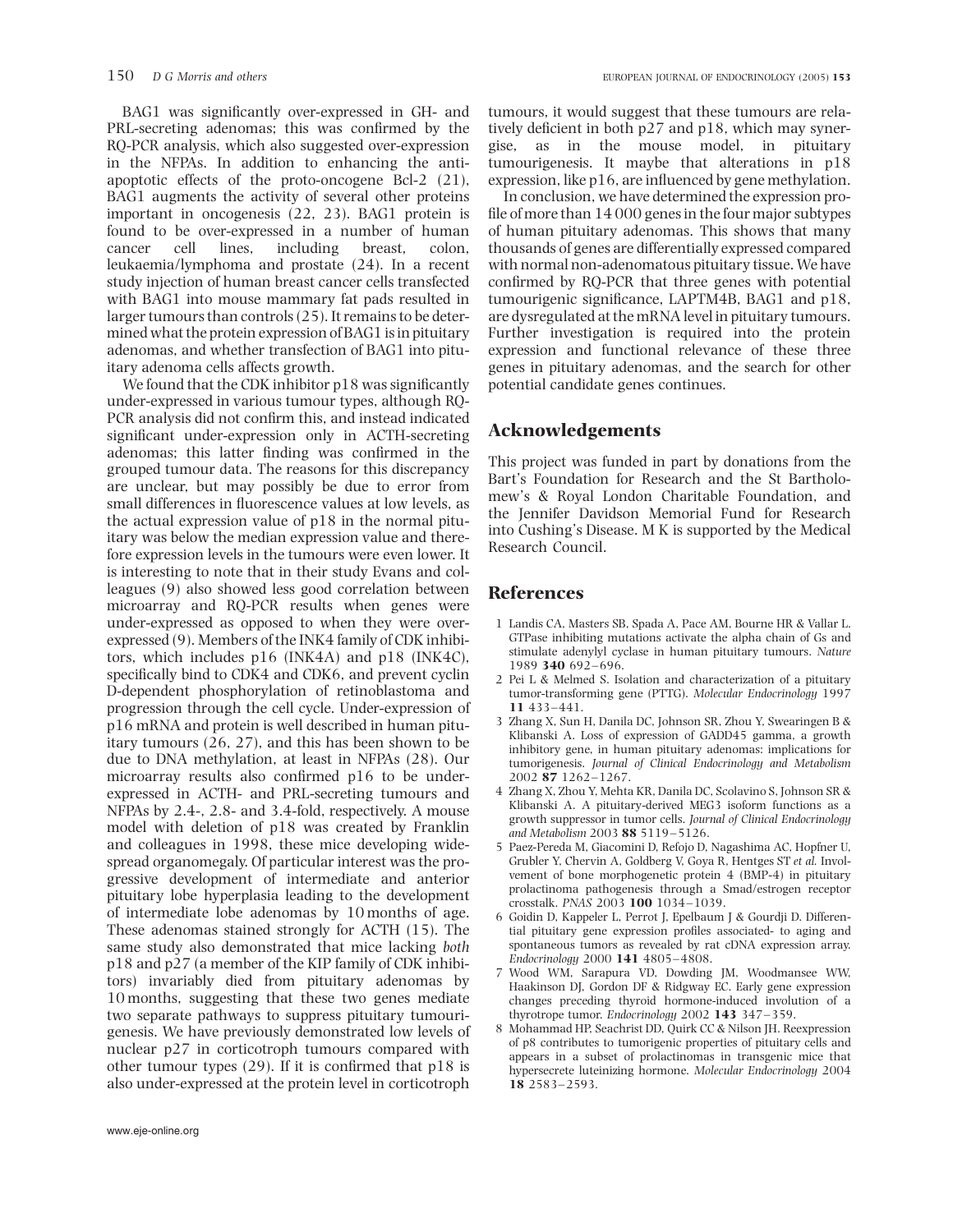BAG1 was significantly over-expressed in GH- and PRL-secreting adenomas; this was confirmed by the RQ-PCR analysis, which also suggested over-expression in the NFPAs. In addition to enhancing the anti-apoptotic effects of the proto-oncogene Bcl-2 (21), BAG1 augments the activity of several other proteins important in oncogenesis (22, 23). BAG1 protein is found to be over-expressed in a number of human cancer cell lines, including breast, colon, leukaemia/lymphoma and prostate (24). In a recent study injection of human breast cancer cells transfected with BAG1 into mouse mammary fat pads resulted in larger tumours than controls (25). It remains to be determined what the protein expression of BAG1 is in pituitary adenomas, and whether transfection of BAG1 into pituitary adenoma cells affects growth.

We found that the CDK inhibitor p18 was significantly under-expressed in various tumour types, although RQ-PCR analysis did not confirm this, and instead indicated significant under-expression only in ACTH-secreting adenomas; this latter finding was confirmed in the grouped tumour data. The reasons for this discrepancy are unclear, but may possibly be due to error from small differences in fluorescence values at low levels, as the actual expression value of p18 in the normal pituitary was below the median expression value and therefore expression levels in the tumours were even lower. It is interesting to note that in their study Evans and colleagues (9) also showed less good correlation between microarray and RQ-PCR results when genes were under-expressed as opposed to when they were over-expressed (9). Members of the INK4 family of CDK inhibitors, which includes p16 (INK4A) and p18 (INK4C), specifically bind to CDK4 and CDK6, and prevent cyclin D-dependent phosphorylation of retinoblastoma and progression through the cell cycle. Under-expression of p16 mRNA and protein is well described in human pituitary tumours (26, 27), and this has been shown to be due to DNA methylation, at least in NFPAs (28). Our microarray results also confirmed p16 to be under-expressed in ACTH- and PRL-secreting tumours and NFPAs by 2.4-, 2.8- and 3.4-fold, respectively. A mouse model with deletion of p18 was created by Franklin and colleagues in 1998, these mice developing widespread organomegaly. Of particular interest was the progressive development of intermediate and anterior pituitary lobe hyperplasia leading to the development of intermediate lobe adenomas by 10 months of age. These adenomas stained strongly for ACTH (15). The same study also demonstrated that mice lacking *both* p18 and p27 (a member of the KIP family of CDK inhibitors) invariably died from pituitary adenomas by 10 months, suggesting that these two genes mediate two separate pathways to suppress pituitary tumourigenesis. We have previously demonstrated low levels of nuclear p27 in corticotroph tumours compared with other tumour types (29). If it is confirmed that p18 is also under-expressed at the protein level in corticotroph tumours, it would suggest that these tumours are relatively deficient in both p27 and p18, which may synergise, as in the mouse model, in pituitary tumourigenesis. It maybe that alterations in p18 expression, like p16, are influenced by gene methylation.

In conclusion, we have determined the expression profile of more than 14 000 genes in the four major subtypes of human pituitary adenomas. This shows that many thousands of genes are differentially expressed compared with normal non-adenomatous pituitary tissue. We have confirmed by RQ-PCR that three genes with potential tumourigenic significance, LAPTM4B, BAG1 and p18, are dysregulated at the mRNA level in pituitary tumours. Further investigation is required into the protein expression and functional relevance of these three genes in pituitary adenomas, and the search for other potential candidate genes continues.

## Acknowledgements

This project was funded in part by donations from the Bart's Foundation for Research and the St Bartholomew's & Royal London Charitable Foundation, and the Jennifer Davidson Memorial Fund for Research into Cushing's Disease. M K is supported by the Medical Research Council.

## References

1 Landis CA, Masters SB, Spada A, Pace AM, Bourne HR & Vallar L. GTPase inhibiting mutations activate the alpha chain of Gs and stimulate adenylyl cyclase in human pituitary tumours. *Nature* 1989 **340** 692–696.

2 Pei L & Melmed S. Isolation and characterization of a pituitary tumor-transforming gene (PTTG). *Molecular Endocrinology* 1997 **11** 433–441.

3 Zhang X, Sun H, Danila DC, Johnson SR, Zhou Y, Swearingen B & Klibanski A. Loss of expression of GADD45 gamma, a growth inhibitory gene, in human pituitary adenomas: implications for tumorigenesis. *Journal of Clinical Endocrinology and Metabolism* 2002 **87** 1262–1267.

4 Zhang X, Zhou Y, Mehta KR, Danila DC, Scolavino S, Johnson SR & Klibanski A. A pituitary-derived MEG3 isoform functions as a growth suppressor in tumor cells. *Journal of Clinical Endocrinology and Metabolism* 2003 **88** 5119–5126.

5 Paez-Pereda M, Giacomini D, Refojo D, Nagashima AC, Hopfner U, Grubler Y, Chervin A, Goldberg V, Goya R, Hentges ST *et al.* Involvement of bone morphogenetic protein 4 (BMP-4) in pituitary prolactinoma pathogenesis through a Smad/estrogen receptor crosstalk. *PNAS* 2003 **100** 1034–1039.

6 Goidin D, Kappeler L, Perrot J, Epelbaum J & Gourdji D. Differential pituitary gene expression profiles associated- to aging and spontaneous tumors as revealed by rat cDNA expression array. *Endocrinology* 2000 **141** 4805–4808.

7 Wood WM, Sarapura VD, Dowding JM, Woodmansee WW, Haakinson DJ, Gordon DF & Ridgway EC. Early gene expression changes preceding thyroid hormone-induced involution of a thyrotrope tumor. *Endocrinology* 2002 **143** 347–359.

8 Mohammad HP, Seachrist DD, Quirk CC & Nilson JH. Reexpression of p8 contributes to tumorigenic properties of pituitary cells and appears in a subset of prolactinomas in transgenic mice that hypersecrete luteinizing hormone. *Molecular Endocrinology* 2004 **18** 2583–2593.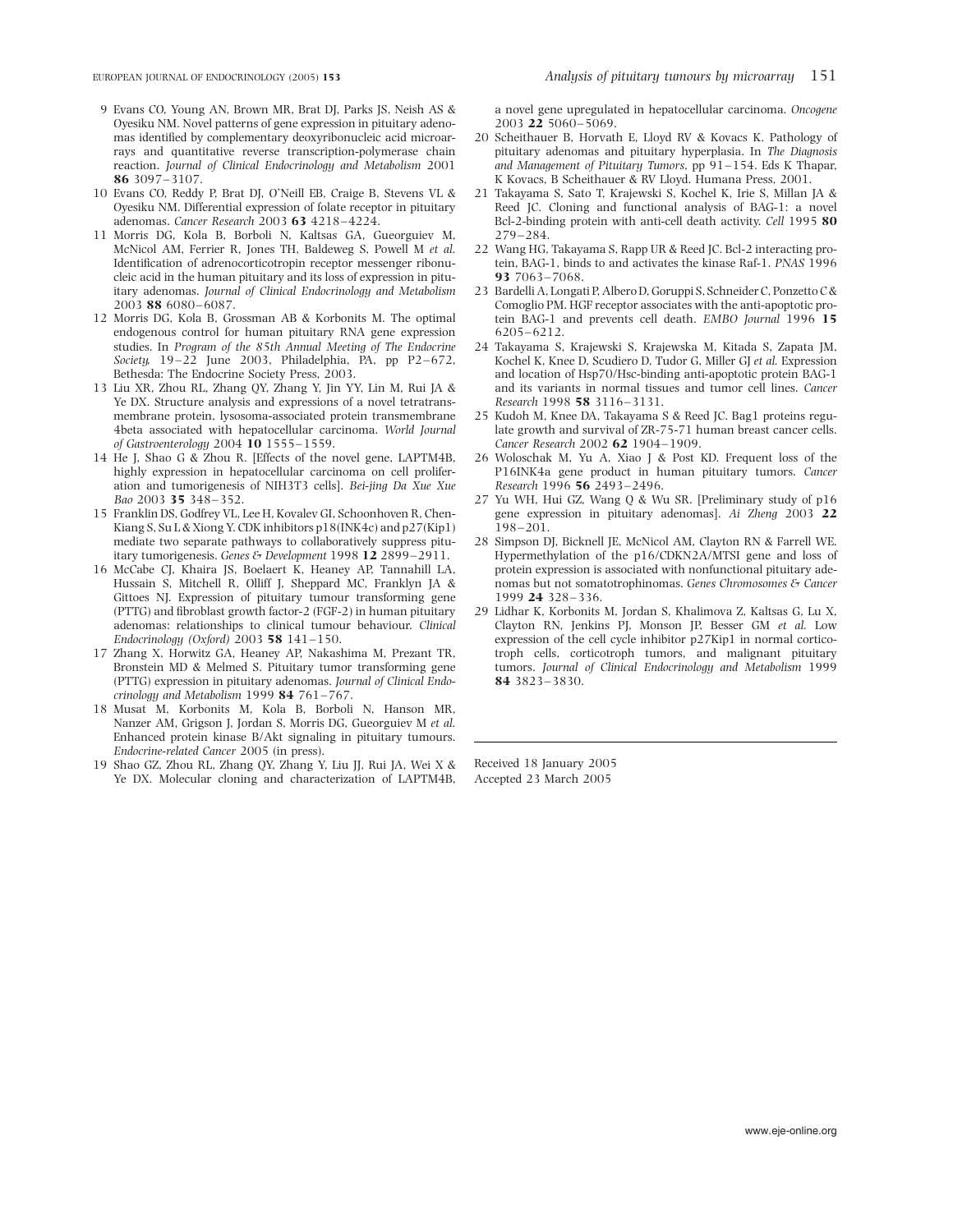9 Evans CO, Young AN, Brown MR, Brat DJ, Parks JS, Neish AS & Oyesiku NM. Novel patterns of gene expression in pituitary adenomas identified by complementary deoxyribonucleic acid microarrays and quantitative reverse transcription-polymerase chain reaction. *Journal of Clinical Endocrinology and Metabolism* 2001 **86** 3097–3107.

10 Evans CO, Reddy P, Brat DJ, O'Neill EB, Craige B, Stevens VL & Oyesiku NM. Differential expression of folate receptor in pituitary adenomas. *Cancer Research* 2003 **63** 4218–4224.

11 Morris DG, Kola B, Borboli N, Kaltsas GA, Gueorguiev M, McNicol AM, Ferrier R, Jones TH, Baldeweg S, Powell M *et al.* Identification of adrenocorticotropin receptor messenger ribonucleic acid in the human pituitary and its loss of expression in pituitary adenomas. *Journal of Clinical Endocrinology and Metabolism* 2003 **88** 6080–6087.

12 Morris DG, Kola B, Grossman AB & Korbonits M. The optimal endogenous control for human pituitary RNA gene expression studies. In *Program of the 85th Annual Meeting of The Endocrine Society,* 19–22 June 2003, Philadelphia, PA, pp P2–672, Bethesda: The Endocrine Society Press, 2003.

13 Liu XR, Zhou RL, Zhang QY, Zhang Y, Jin YY, Lin M, Rui JA & Ye DX. Structure analysis and expressions of a novel tetratransmembrane protein, lysosoma-associated protein transmembrane 4beta associated with hepatocellular carcinoma. *World Journal of Gastroenterology* 2004 **10** 1555–1559.

14 He J, Shao G & Zhou R. [Effects of the novel gene, LAPTM4B, highly expression in hepatocellular carcinoma on cell proliferation and tumorigenesis of NIH3T3 cells]. *Bei-jing Da Xue Xue Bao* 2003 **35** 348–352.

15 Franklin DS, Godfrey VL, Lee H, Kovalev GI, Schoonhoven R, Chen-Kiang S, Su L & Xiong Y. CDK inhibitors p18(INK4c) and p27(Kip1) mediate two separate pathways to collaboratively suppress pituitary tumorigenesis. *Genes & Development* 1998 **12** 2899–2911.

16 McCabe CJ, Khaira JS, Boelaert K, Heaney AP, Tannahill LA, Hussain S, Mitchell R, Olliff J, Sheppard MC, Franklyn JA & Gittoes NJ. Expression of pituitary tumour transforming gene (PTTG) and fibroblast growth factor-2 (FGF-2) in human pituitary adenomas: relationships to clinical tumour behaviour. *Clinical Endocrinology (Oxford)* 2003 **58** 141–150.

17 Zhang X, Horwitz GA, Heaney AP, Nakashima M, Prezant TR, Bronstein MD & Melmed S. Pituitary tumor transforming gene (PTTG) expression in pituitary adenomas. *Journal of Clinical Endocrinology and Metabolism* 1999 **84** 761–767.

18 Musat M, Korbonits M, Kola B, Borboli N, Hanson MR, Nanzer AM, Grigson J, Jordan S, Morris DG, Gueorguiev M *et al.* Enhanced protein kinase B/Akt signaling in pituitary tumours. *Endocrine-related Cancer* 2005 (in press).

19 Shao GZ, Zhou RL, Zhang QY, Zhang Y, Liu JJ, Rui JA, Wei X & Ye DX. Molecular cloning and characterization of LAPTM4B, a novel gene upregulated in hepatocellular carcinoma. *Oncogene* 2003 **22** 5060–5069.

20 Scheithauer B, Horvath E, Lloyd RV & Kovacs K. Pathology of pituitary adenomas and pituitary hyperplasia. In *The Diagnosis and Management of Pituitary Tumors*, pp 91–154. Eds K Thapar, K Kovacs, B Scheithauer & RV Lloyd. Humana Press, 2001.

21 Takayama S, Sato T, Krajewski S, Kochel K, Irie S, Millan JA & Reed JC. Cloning and functional analysis of BAG-1: a novel Bcl-2-binding protein with anti-cell death activity. *Cell* 1995 **80** 279–284.

22 Wang HG, Takayama S, Rapp UR & Reed JC. Bcl-2 interacting protein, BAG-1, binds to and activates the kinase Raf-1. *PNAS* 1996 **93** 7063–7068.

23 Bardelli A, Longati P, Albero D, Goruppi S, Schneider C, Ponzetto C & Comoglio PM. HGF receptor associates with the anti-apoptotic protein BAG-1 and prevents cell death. *EMBO Journal* 1996 **15** 6205–6212.

24 Takayama S, Krajewski S, Krajewska M, Kitada S, Zapata JM, Kochel K, Knee D, Scudiero D, Tudor G, Miller GJ *et al.* Expression and location of Hsp70/Hsc-binding anti-apoptotic protein BAG-1 and its variants in normal tissues and tumor cell lines. *Cancer Research* 1998 **58** 3116–3131.

25 Kudoh M, Knee DA, Takayama S & Reed JC. Bag1 proteins regulate growth and survival of ZR-75-71 human breast cancer cells. *Cancer Research* 2002 **62** 1904–1909.

26 Woloschak M, Yu A, Xiao J & Post KD. Frequent loss of the P16INK4a gene product in human pituitary tumors. *Cancer Research* 1996 **56** 2493–2496.

27 Yu WH, Hui GZ, Wang Q & Wu SR. [Preliminary study of p16 gene expression in pituitary adenomas]. *Ai Zheng* 2003 **22** 198–201.

28 Simpson DJ, Bicknell JE, McNicol AM, Clayton RN & Farrell WE. Hypermethylation of the p16/CDKN2A/MTSI gene and loss of protein expression is associated with nonfunctional pituitary adenomas but not somatotrophinomas. *Genes Chromosomes & Cancer* 1999 **24** 328–336.

29 Lidhar K, Korbonits M, Jordan S, Khalimova Z, Kaltsas G, Lu X, Clayton RN, Jenkins PJ, Monson JP, Besser GM *et al.* Low expression of the cell cycle inhibitor p27Kip1 in normal corticotroph cells, corticotroph tumors, and malignant pituitary tumors. *Journal of Clinical Endocrinology and Metabolism* 1999 **84** 3823–3830.

---

Received 18 January 2005
Accepted 23 March 2005